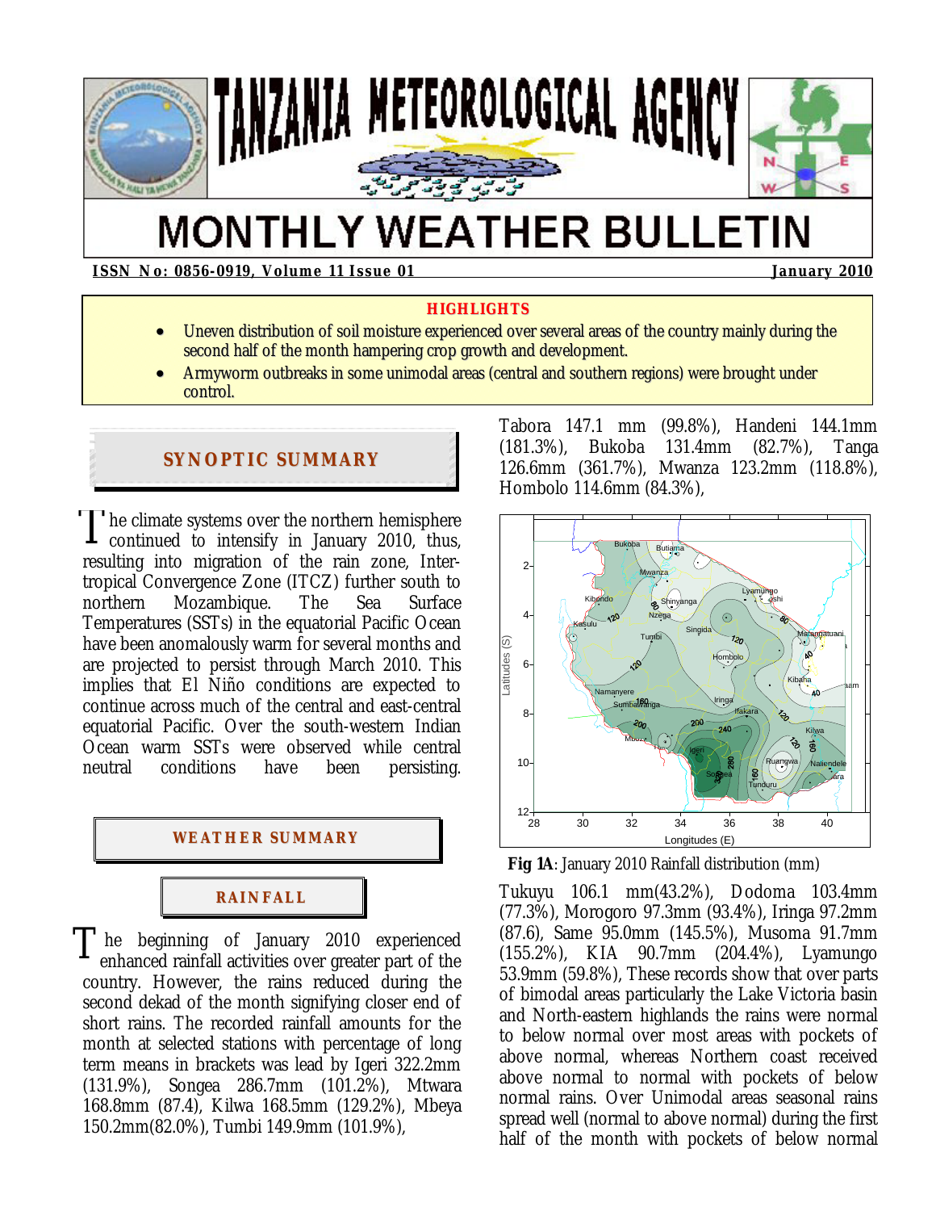# TANZANIA METEOROLOGICAL AGENCY

# MONTHLY WEATHER BULLETIN

**ISSN No: 0856-0919, Volume 11 Issue 01** **January 2010**

**HIGHLIGHTS**

- Uneven distribution of soil moisture experienced over several areas of the country mainly during the second half of the month hampering crop growth and development.
- Armyworm outbreaks in some unimodal areas (central and southern regions) were brought under control.

## SYNOPTIC SUMMARY

The climate systems over the northern hemisphere continued to intensify in January 2010, thus, resulting into migration of the rain zone, Inter-tropical Convergence Zone (ITCZ) further south to northern Mozambique. The Sea Surface Temperatures (SSTs) in the equatorial Pacific Ocean have been anomalously warm for several months and are projected to persist through March 2010. This implies that El Niño conditions are expected to continue across much of the central and east-central equatorial Pacific. Over the south-western Indian Ocean warm SSTs were observed while central neutral conditions have been persisting.

## WEATHER SUMMARY

### RAINFALL

The beginning of January 2010 experienced enhanced rainfall activities over greater part of the country. However, the rains reduced during the second dekad of the month signifying closer end of short rains. The recorded rainfall amounts for the month at selected stations with percentage of long term means in brackets was lead by Igeri 322.2mm (131.9%), Songea 286.7mm (101.2%), Mtwara 168.8mm (87.4), Kilwa 168.5mm (129.2%), Mbeya 150.2mm(82.0%), Tumbi 149.9mm (101.9%), Tabora 147.1 mm (99.8%), Handeni 144.1mm (181.3%), Bukoba 131.4mm (82.7%), Tanga 126.6mm (361.7%), Mwanza 123.2mm (118.8%), Hombolo 114.6mm (84.3%),

**Fig 1A**: January 2010 Rainfall distribution (mm)

Tukuyu 106.1 mm(43.2%), Dodoma 103.4mm (77.3%), Morogoro 97.3mm (93.4%), Iringa 97.2mm (87.6), Same 95.0mm (145.5%), Musoma 91.7mm (155.2%), KIA 90.7mm (204.4%), Lyamungo 53.9mm (59.8%), These records show that over parts of bimodal areas particularly the Lake Victoria basin and North-eastern highlands the rains were normal to below normal over most areas with pockets of above normal, whereas Northern coast received above normal to normal with pockets of below normal rains. Over Unimodal areas seasonal rains spread well (normal to above normal) during the first half of the month with pockets of below normal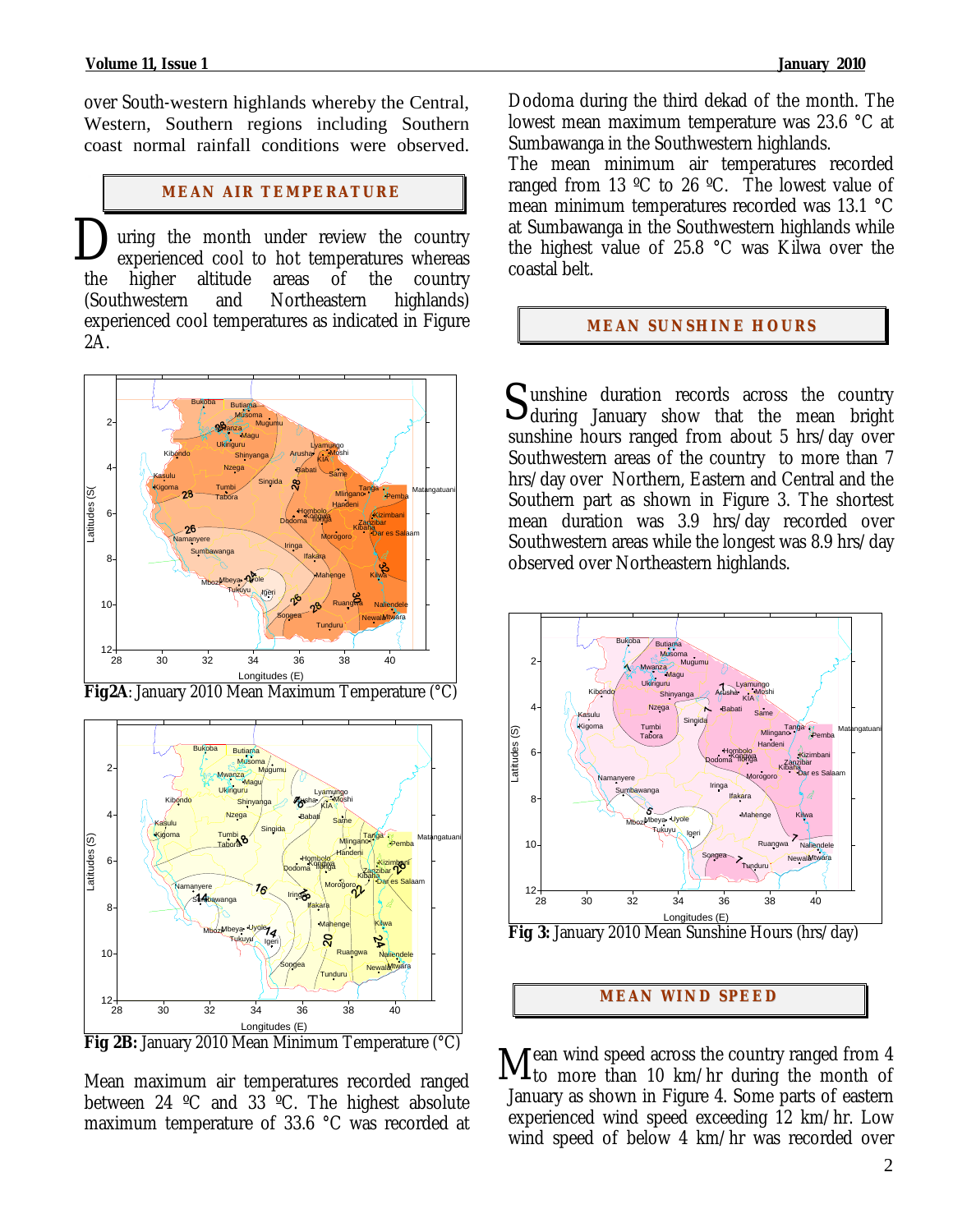over South-western highlands whereby the Central, Western, Southern regions including Southern coast normal rainfall conditions were observed.

## MEAN AIR TEMPERATURE

During the month under review the country experienced cool to hot temperatures whereas the higher altitude areas of the country (Southwestern and Northeastern highlands) experienced cool temperatures as indicated in Figure 2A.

**Fig2A**: January 2010 Mean Maximum Temperature (°C)

**Fig 2B:** January 2010 Mean Minimum Temperature (°C)

Mean maximum air temperatures recorded ranged between 24 ºC and 33 ºC. The highest absolute maximum temperature of 33.6 °C was recorded at Dodoma during the third dekad of the month. The lowest mean maximum temperature was 23.6 °C at Sumbawanga in the Southwestern highlands.

The mean minimum air temperatures recorded ranged from 13 ºC to 26 ºC. The lowest value of mean minimum temperatures recorded was 13.1 °C at Sumbawanga in the Southwestern highlands while the highest value of 25.8 °C was Kilwa over the coastal belt.

## MEAN SUNSHINE HOURS

Sunshine duration records across the country during January show that the mean bright sunshine hours ranged from about 5 hrs/day over Southwestern areas of the country to more than 7 hrs/day over Northern, Eastern and Central and the Southern part as shown in Figure 3. The shortest mean duration was 3.9 hrs/day recorded over Southwestern areas while the longest was 8.9 hrs/day observed over Northeastern highlands.

**Fig 3:** January 2010 Mean Sunshine Hours (hrs/day)

## MEAN WIND SPEED

Mean wind speed across the country ranged from 4 to more than 10 km/hr during the month of January as shown in Figure 4. Some parts of eastern experienced wind speed exceeding 12 km/hr. Low wind speed of below 4 km/hr was recorded over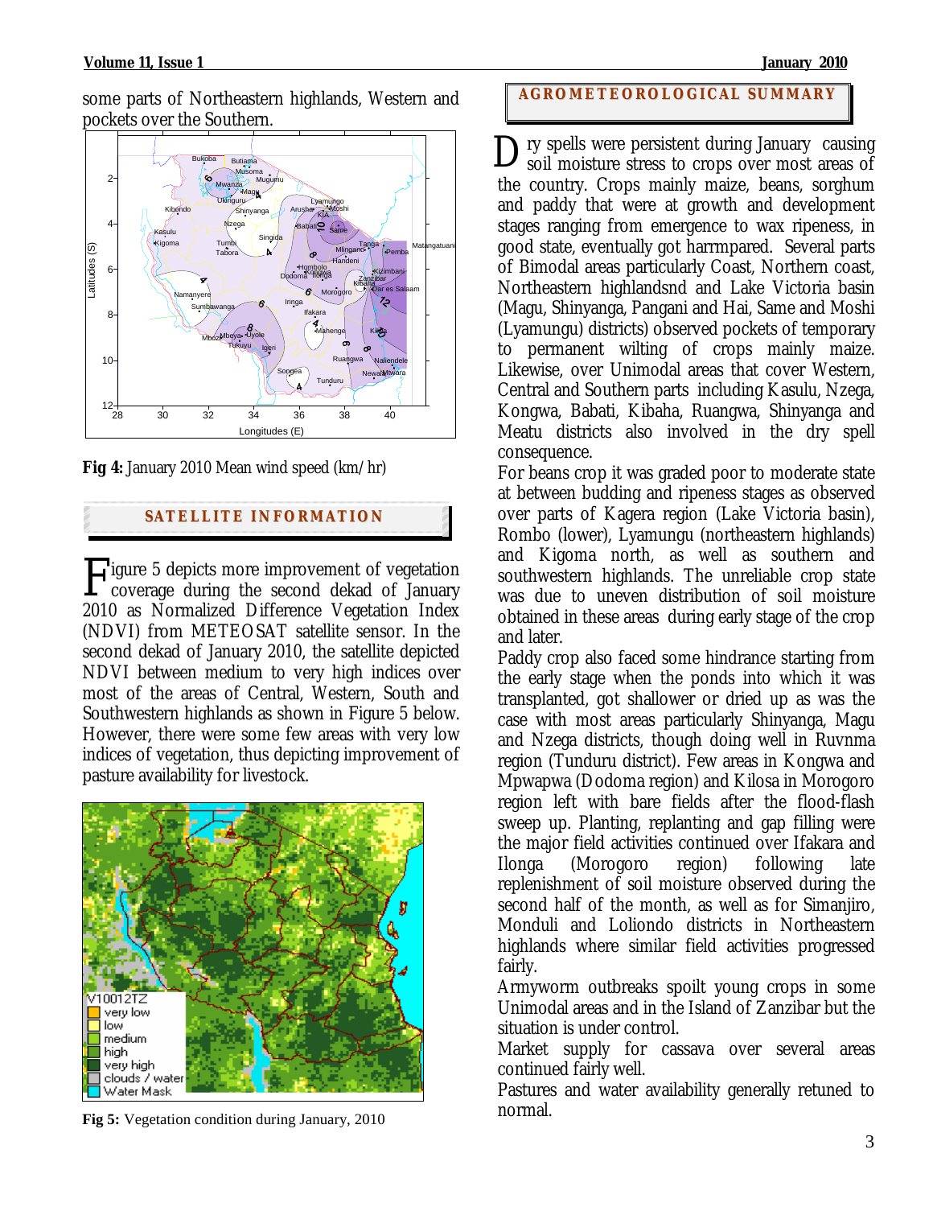some parts of Northeastern highlands, Western and pockets over the Southern.

**Fig 4:** January 2010 Mean wind speed (km/hr)

## SATELLITE INFORMATION

Figure 5 depicts more improvement of vegetation coverage during the second dekad of January 2010 as Normalized Difference Vegetation Index (NDVI) from METEOSAT satellite sensor. In the second dekad of January 2010, the satellite depicted NDVI between medium to very high indices over most of the areas of Central, Western, South and Southwestern highlands as shown in Figure 5 below. However, there were some few areas with very low indices of vegetation, thus depicting improvement of pasture availability for livestock.

**Fig 5:** Vegetation condition during January, 2010

## AGROMETEOROLOGICAL SUMMARY

Dry spells were persistent during January causing soil moisture stress to crops over most areas of the country. Crops mainly maize, beans, sorghum and paddy that were at growth and development stages ranging from emergence to wax ripeness, in good state, eventually got harrmpared. Several parts of Bimodal areas particularly Coast, Northern coast, Northeastern highlandsnd and Lake Victoria basin (Magu, Shinyanga, Pangani and Hai, Same and Moshi (Lyamungu) districts) observed pockets of temporary to permanent wilting of crops mainly maize. Likewise, over Unimodal areas that cover Western, Central and Southern parts including Kasulu, Nzega, Kongwa, Babati, Kibaha, Ruangwa, Shinyanga and Meatu districts also involved in the dry spell consequence.

For beans crop it was graded poor to moderate state at between budding and ripeness stages as observed over parts of Kagera region (Lake Victoria basin), Rombo (lower), Lyamungu (northeastern highlands) and Kigoma north, as well as southern and southwestern highlands. The unreliable crop state was due to uneven distribution of soil moisture obtained in these areas during early stage of the crop and later.

Paddy crop also faced some hindrance starting from the early stage when the ponds into which it was transplanted, got shallower or dried up as was the case with most areas particularly Shinyanga, Magu and Nzega districts, though doing well in Ruvnma region (Tunduru district). Few areas in Kongwa and Mpwapwa (Dodoma region) and Kilosa in Morogoro region left with bare fields after the flood-flash sweep up. Planting, replanting and gap filling were the major field activities continued over Ifakara and Ilonga (Morogoro region) following late replenishment of soil moisture observed during the second half of the month, as well as for Simanjiro, Monduli and Loliondo districts in Northeastern highlands where similar field activities progressed fairly.

Armyworm outbreaks spoilt young crops in some Unimodal areas and in the Island of Zanzibar but the situation is under control.

Market supply for cassava over several areas continued fairly well.

Pastures and water availability generally retuned to normal.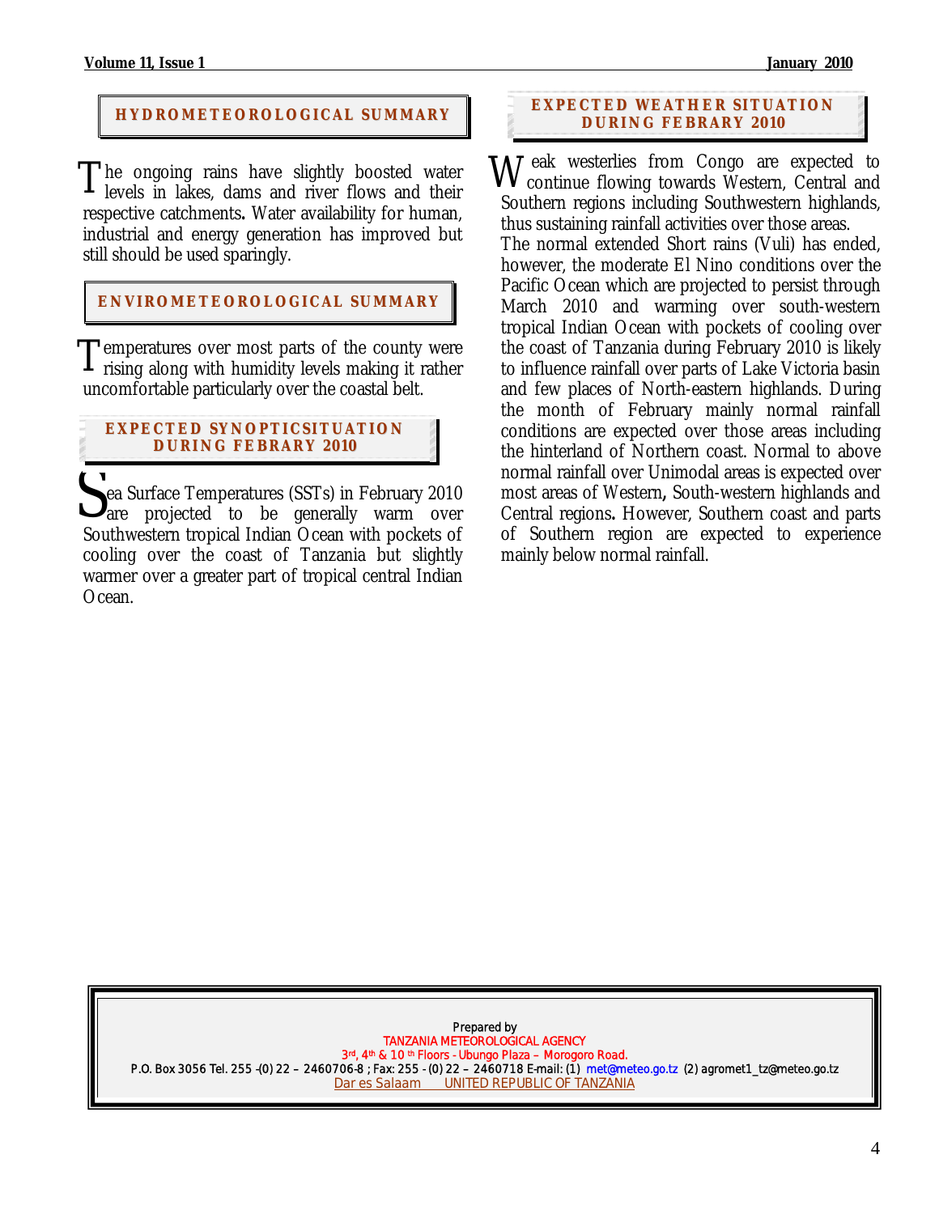## HYDROMETEOROLOGICAL SUMMARY

The ongoing rains have slightly boosted water levels in lakes, dams and river flows and their respective catchments**.** Water availability for human, industrial and energy generation has improved but still should be used sparingly.

## ENVIROMETEOROLOGICAL SUMMARY

Temperatures over most parts of the county were rising along with humidity levels making it rather uncomfortable particularly over the coastal belt.

## EXPECTED SYNOPTICSITUATION DURING FEBRARY 2010

Sea Surface Temperatures (SSTs) in February 2010 are projected to be generally warm over Southwestern tropical Indian Ocean with pockets of cooling over the coast of Tanzania but slightly warmer over a greater part of tropical central Indian Ocean.

## EXPECTED WEATHER SITUATION DURING FEBRARY 2010

Weak westerlies from Congo are expected to continue flowing towards Western, Central and Southern regions including Southwestern highlands, thus sustaining rainfall activities over those areas.

The normal extended Short rains (Vuli) has ended, however, the moderate El Nino conditions over the Pacific Ocean which are projected to persist through March 2010 and warming over south-western tropical Indian Ocean with pockets of cooling over the coast of Tanzania during February 2010 is likely to influence rainfall over parts of Lake Victoria basin and few places of North-eastern highlands. During the month of February mainly normal rainfall conditions are expected over those areas including the hinterland of Northern coast. Normal to above normal rainfall over Unimodal areas is expected over most areas of Western**,** South-western highlands and Central regions**.** However, Southern coast and parts of Southern region are expected to experience mainly below normal rainfall.

Prepared by
TANZANIA METEOROLOGICAL AGENCY
3rd, 4th & 10 th Floors - Ubungo Plaza – Morogoro Road.
P.O. Box 3056 Tel. 255 -(0) 22 – 2460706-8 ; Fax: 255 - (0) 22 – 2460718 E-mail: (1) met@meteo.go.tz (2) agromet1_tz@meteo.go.tz
Dar es Salaam UNITED REPUBLIC OF TANZANIA